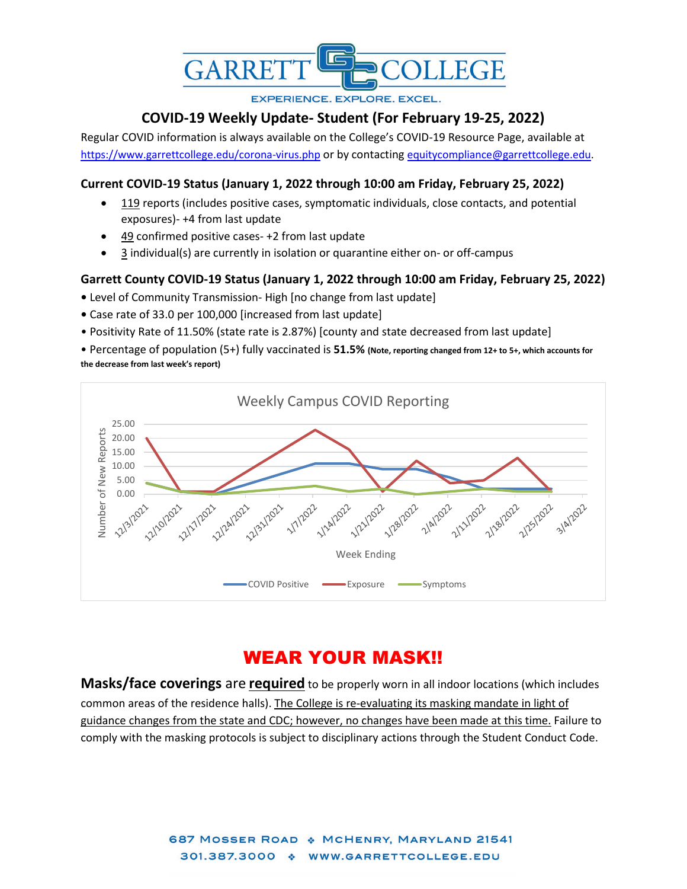# GARRETT COLLEGE

EXPERIENCE. EXPLORE. EXCEL.

## COVID-19 Weekly Update- Student (For February 19-25, 2022)

Regular COVID information is always available on the College's COVID-19 Resource Page, available at https://www.garrettcollege.edu/corona-virus.php or by contacting equitycompliance@garrettcollege.edu.

### Current COVID-19 Status (January 1, 2022 through 10:00 am Friday, February 25, 2022)

- 119 reports (includes positive cases, symptomatic individuals, close contacts, and potential exposures)- +4 from last update
- 49 confirmed positive cases- +2 from last update
- 3 individual(s) are currently in isolation or quarantine either on- or off-campus

### Garrett County COVID-19 Status (January 1, 2022 through 10:00 am Friday, February 25, 2022)

- Level of Community Transmission- High [no change from last update]
- Case rate of 33.0 per 100,000 [increased from last update]
- Positivity Rate of 11.50% (state rate is 2.87%) [county and state decreased from last update]
- Percentage of population (5+) fully vaccinated is **51.5%** **(Note, reporting changed from 12+ to 5+, which accounts for the decrease from last week's report)**

Weekly Campus COVID Reporting

Number of New Reports (y-axis: 0.00 to 25.00); Week Ending (x-axis: 12/3/2021 to 3/4/2022)

Legend: COVID Positive, Exposure, Symptoms

## WEAR YOUR MASK!!

**Masks/face coverings** are **required** to be properly worn in all indoor locations (which includes common areas of the residence halls). The College is re-evaluating its masking mandate in light of guidance changes from the state and CDC; however, no changes have been made at this time. Failure to comply with the masking protocols is subject to disciplinary actions through the Student Conduct Code.

687 Mosser Road ❖ McHenry, Maryland 21541

301.387.3000 ❖ www.garrettcollege.edu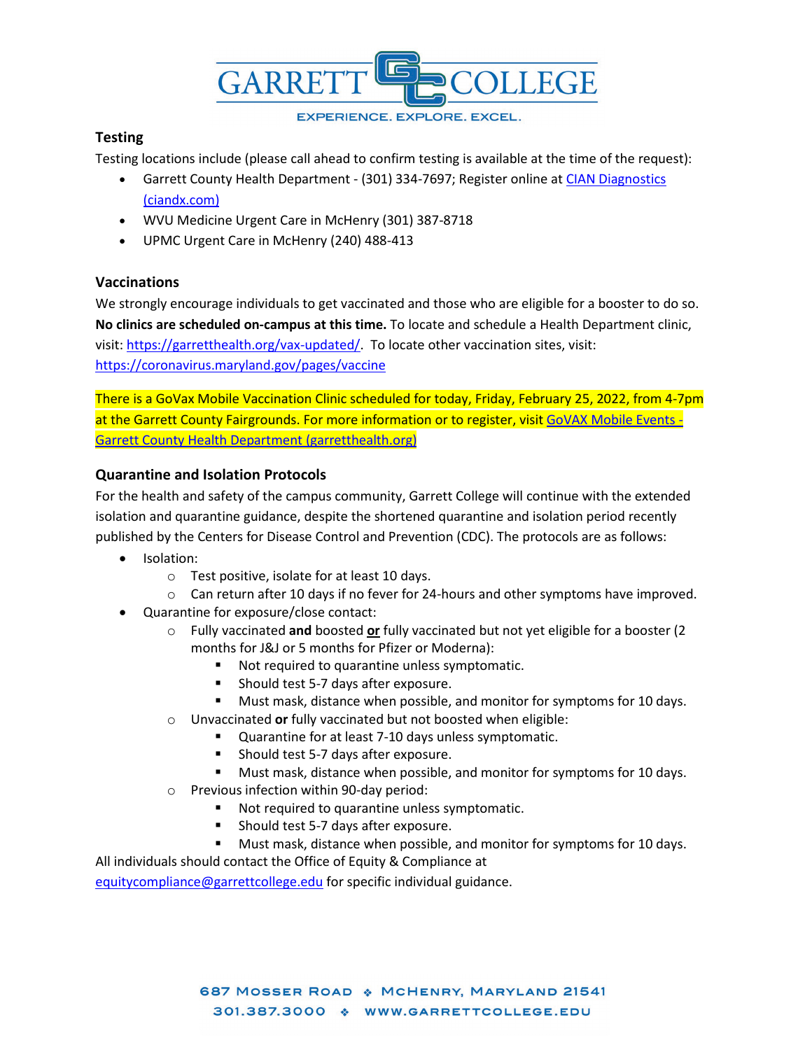## Testing

Testing locations include (please call ahead to confirm testing is available at the time of the request):

- Garrett County Health Department - (301) 334-7697; Register online at [CIAN Diagnostics (ciandx.com)](ciandx.com)
- WVU Medicine Urgent Care in McHenry (301) 387-8718
- UPMC Urgent Care in McHenry (240) 488-413

## Vaccinations

We strongly encourage individuals to get vaccinated and those who are eligible for a booster to do so. **No clinics are scheduled on-campus at this time.** To locate and schedule a Health Department clinic, visit: https://garretthealth.org/vax-updated/. To locate other vaccination sites, visit: https://coronavirus.maryland.gov/pages/vaccine

There is a GoVax Mobile Vaccination Clinic scheduled for today, Friday, February 25, 2022, from 4-7pm at the Garrett County Fairgrounds. For more information or to register, visit GoVAX Mobile Events - Garrett County Health Department (garretthealth.org)

## Quarantine and Isolation Protocols

For the health and safety of the campus community, Garrett College will continue with the extended isolation and quarantine guidance, despite the shortened quarantine and isolation period recently published by the Centers for Disease Control and Prevention (CDC). The protocols are as follows:

- Isolation:
  - Test positive, isolate for at least 10 days.
  - Can return after 10 days if no fever for 24-hours and other symptoms have improved.
- Quarantine for exposure/close contact:
  - Fully vaccinated **and** boosted **<u>or</u>** fully vaccinated but not yet eligible for a booster (2 months for J&J or 5 months for Pfizer or Moderna):
    - Not required to quarantine unless symptomatic.
    - Should test 5-7 days after exposure.
    - Must mask, distance when possible, and monitor for symptoms for 10 days.
  - Unvaccinated **or** fully vaccinated but not boosted when eligible:
    - Quarantine for at least 7-10 days unless symptomatic.
    - Should test 5-7 days after exposure.
    - Must mask, distance when possible, and monitor for symptoms for 10 days.
  - Previous infection within 90-day period:
    - Not required to quarantine unless symptomatic.
    - Should test 5-7 days after exposure.
    - Must mask, distance when possible, and monitor for symptoms for 10 days.

All individuals should contact the Office of Equity & Compliance at equitycompliance@garrettcollege.edu for specific individual guidance.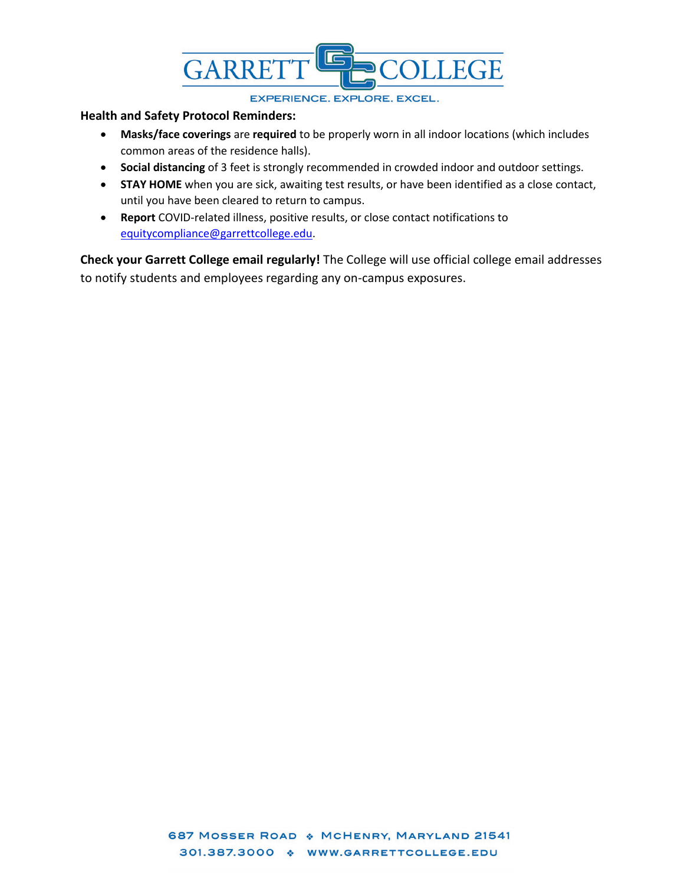**Health and Safety Protocol Reminders:**

- **Masks/face coverings** are **required** to be properly worn in all indoor locations (which includes common areas of the residence halls).
- **Social distancing** of 3 feet is strongly recommended in crowded indoor and outdoor settings.
- **STAY HOME** when you are sick, awaiting test results, or have been identified as a close contact, until you have been cleared to return to campus.
- **Report** COVID-related illness, positive results, or close contact notifications to equitycompliance@garrettcollege.edu.

**Check your Garrett College email regularly!** The College will use official college email addresses to notify students and employees regarding any on-campus exposures.